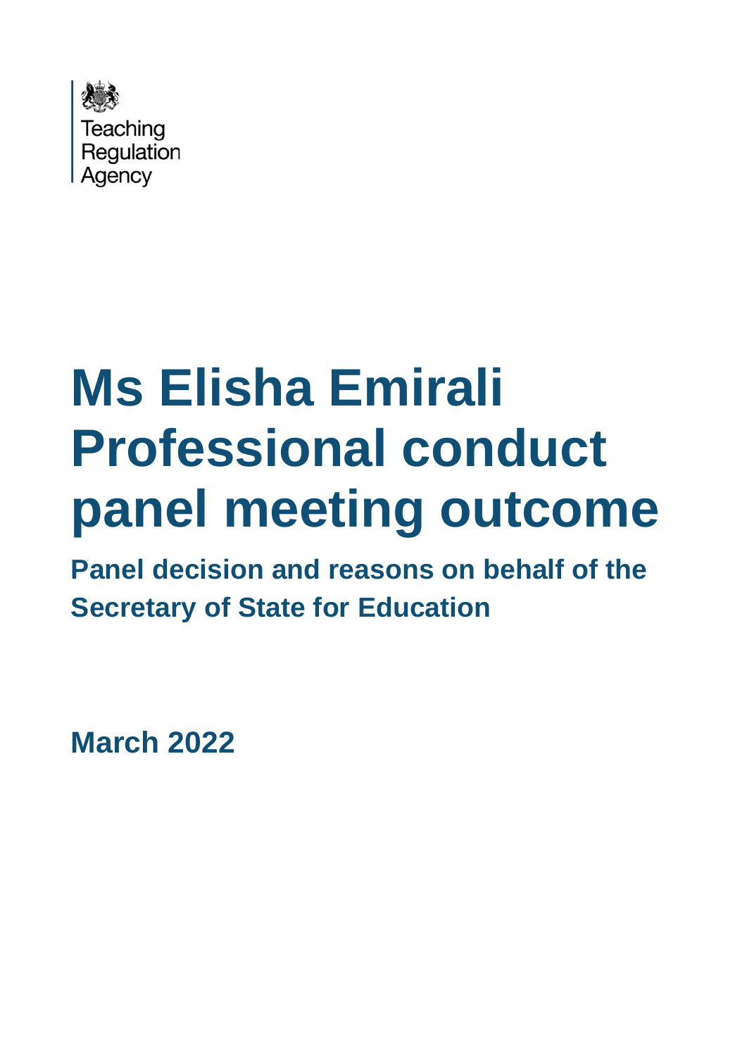Teaching Regulation Agency

# Ms Elisha Emirali Professional conduct panel meeting outcome

## Panel decision and reasons on behalf of the Secretary of State for Education

**March 2022**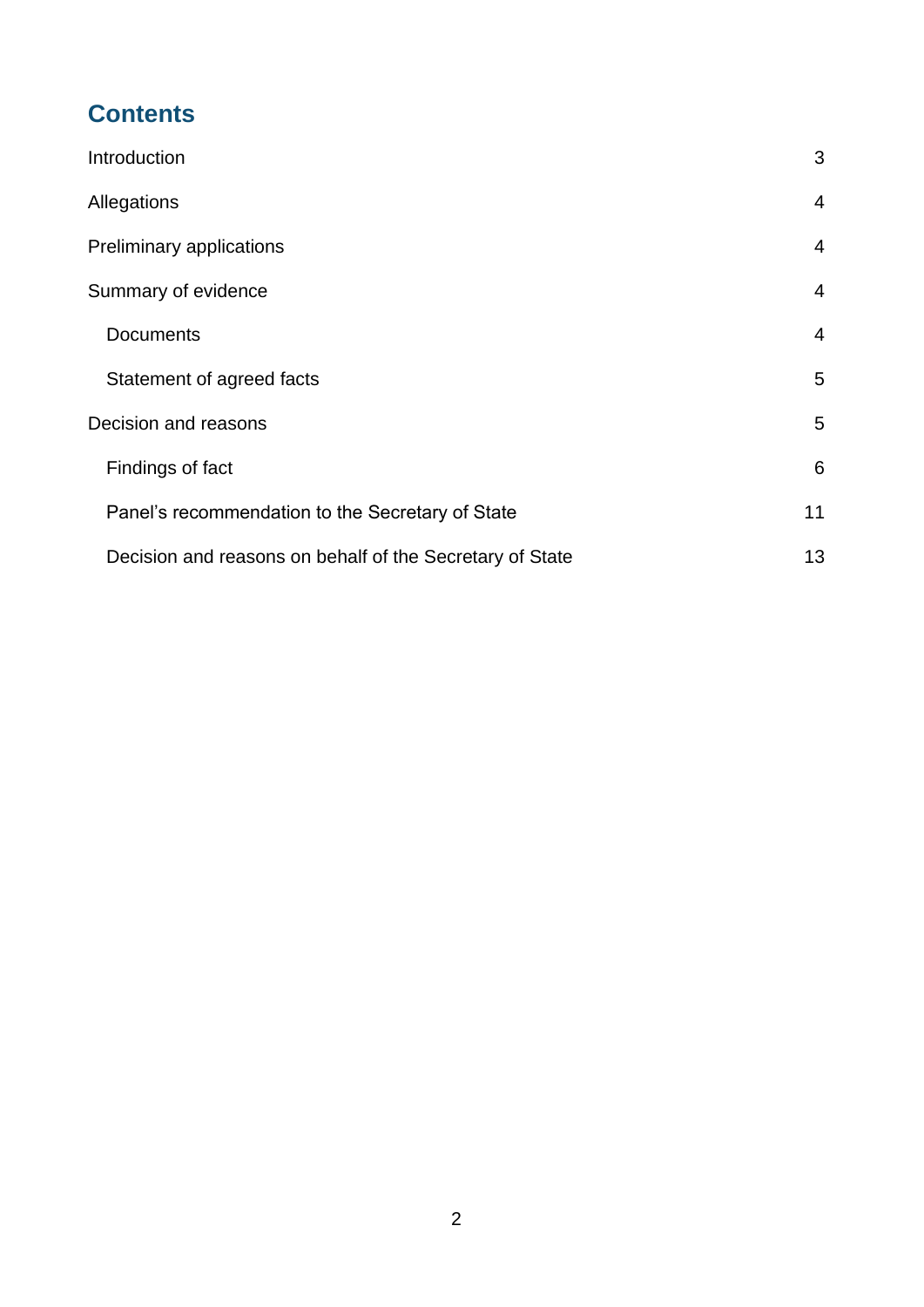# Contents

| | |
|---|---|
| Introduction | 3 |
| Allegations | 4 |
| Preliminary applications | 4 |
| Summary of evidence | 4 |
| Documents | 4 |
| Statement of agreed facts | 5 |
| Decision and reasons | 5 |
| Findings of fact | 6 |
| Panel's recommendation to the Secretary of State | 11 |
| Decision and reasons on behalf of the Secretary of State | 13 |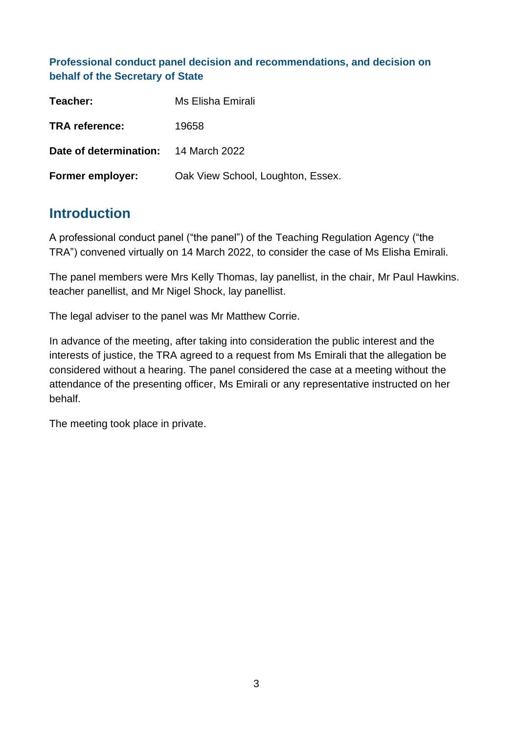**Professional conduct panel decision and recommendations, and decision on behalf of the Secretary of State**

| | |
|---|---|
| **Teacher:** | Ms Elisha Emirali |
| **TRA reference:** | 19658 |
| **Date of determination:** | 14 March 2022 |
| **Former employer:** | Oak View School, Loughton, Essex. |

## Introduction

A professional conduct panel ("the panel") of the Teaching Regulation Agency ("the TRA") convened virtually on 14 March 2022, to consider the case of Ms Elisha Emirali.

The panel members were Mrs Kelly Thomas, lay panellist, in the chair, Mr Paul Hawkins. teacher panellist, and Mr Nigel Shock, lay panellist.

The legal adviser to the panel was Mr Matthew Corrie.

In advance of the meeting, after taking into consideration the public interest and the interests of justice, the TRA agreed to a request from Ms Emirali that the allegation be considered without a hearing. The panel considered the case at a meeting without the attendance of the presenting officer, Ms Emirali or any representative instructed on her behalf.

The meeting took place in private.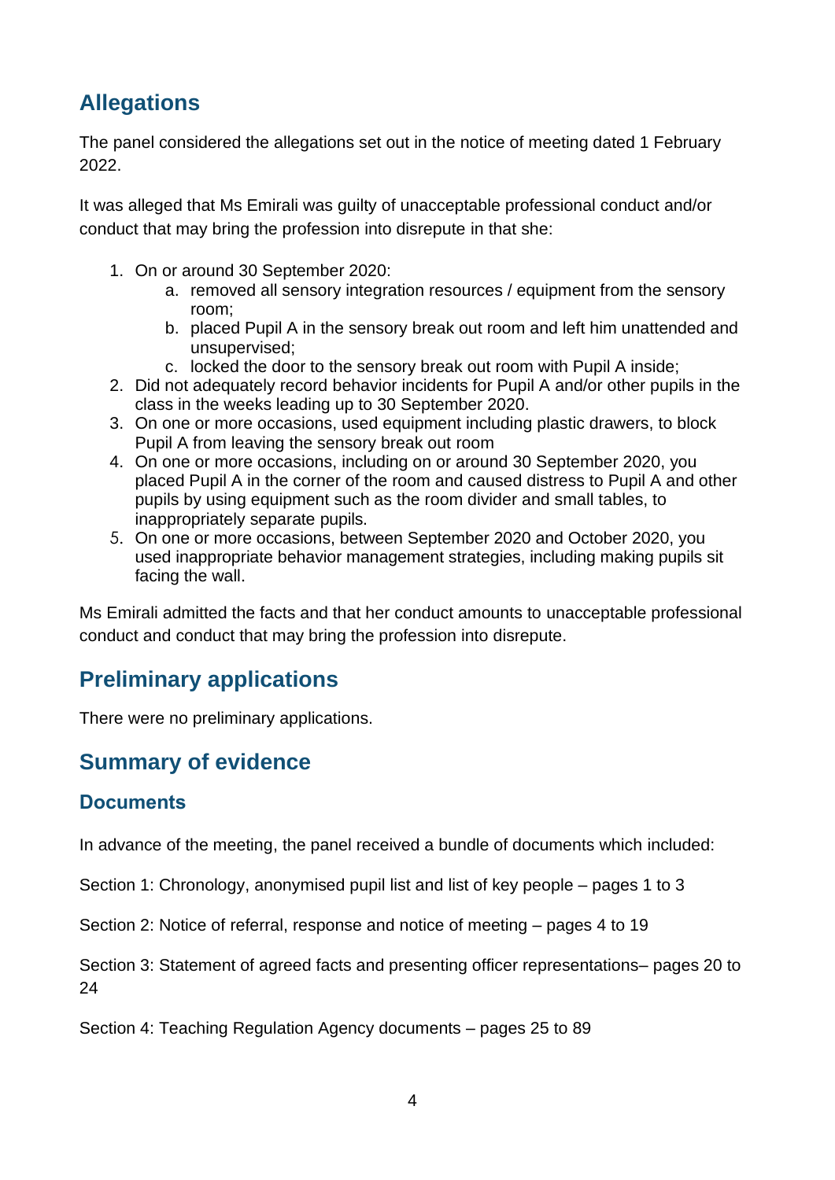## Allegations

The panel considered the allegations set out in the notice of meeting dated 1 February 2022.

It was alleged that Ms Emirali was guilty of unacceptable professional conduct and/or conduct that may bring the profession into disrepute in that she:

1. On or around 30 September 2020:
    a. removed all sensory integration resources / equipment from the sensory room;
    b. placed Pupil A in the sensory break out room and left him unattended and unsupervised;
    c. locked the door to the sensory break out room with Pupil A inside;
2. Did not adequately record behavior incidents for Pupil A and/or other pupils in the class in the weeks leading up to 30 September 2020.
3. On one or more occasions, used equipment including plastic drawers, to block Pupil A from leaving the sensory break out room
4. On one or more occasions, including on or around 30 September 2020, you placed Pupil A in the corner of the room and caused distress to Pupil A and other pupils by using equipment such as the room divider and small tables, to inappropriately separate pupils.
5. On one or more occasions, between September 2020 and October 2020, you used inappropriate behavior management strategies, including making pupils sit facing the wall.

Ms Emirali admitted the facts and that her conduct amounts to unacceptable professional conduct and conduct that may bring the profession into disrepute.

## Preliminary applications

There were no preliminary applications.

## Summary of evidence

### Documents

In advance of the meeting, the panel received a bundle of documents which included:

Section 1: Chronology, anonymised pupil list and list of key people – pages 1 to 3

Section 2: Notice of referral, response and notice of meeting – pages 4 to 19

Section 3: Statement of agreed facts and presenting officer representations– pages 20 to 24

Section 4: Teaching Regulation Agency documents – pages 25 to 89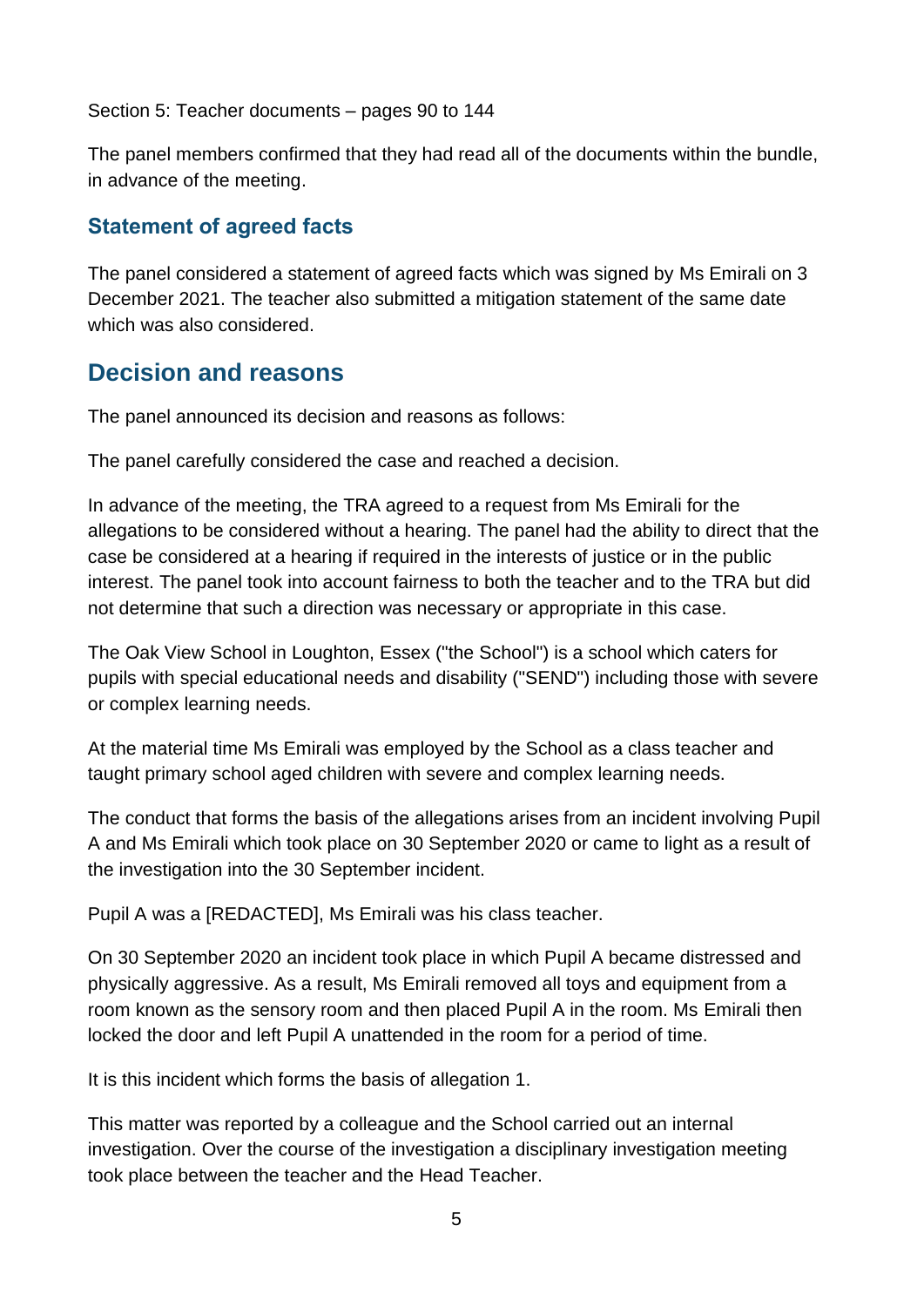Section 5: Teacher documents – pages 90 to 144

The panel members confirmed that they had read all of the documents within the bundle, in advance of the meeting.

### Statement of agreed facts

The panel considered a statement of agreed facts which was signed by Ms Emirali on 3 December 2021. The teacher also submitted a mitigation statement of the same date which was also considered.

## Decision and reasons

The panel announced its decision and reasons as follows:

The panel carefully considered the case and reached a decision.

In advance of the meeting, the TRA agreed to a request from Ms Emirali for the allegations to be considered without a hearing. The panel had the ability to direct that the case be considered at a hearing if required in the interests of justice or in the public interest. The panel took into account fairness to both the teacher and to the TRA but did not determine that such a direction was necessary or appropriate in this case.

The Oak View School in Loughton, Essex ("the School") is a school which caters for pupils with special educational needs and disability ("SEND") including those with severe or complex learning needs.

At the material time Ms Emirali was employed by the School as a class teacher and taught primary school aged children with severe and complex learning needs.

The conduct that forms the basis of the allegations arises from an incident involving Pupil A and Ms Emirali which took place on 30 September 2020 or came to light as a result of the investigation into the 30 September incident.

Pupil A was a [REDACTED], Ms Emirali was his class teacher.

On 30 September 2020 an incident took place in which Pupil A became distressed and physically aggressive. As a result, Ms Emirali removed all toys and equipment from a room known as the sensory room and then placed Pupil A in the room. Ms Emirali then locked the door and left Pupil A unattended in the room for a period of time.

It is this incident which forms the basis of allegation 1.

This matter was reported by a colleague and the School carried out an internal investigation. Over the course of the investigation a disciplinary investigation meeting took place between the teacher and the Head Teacher.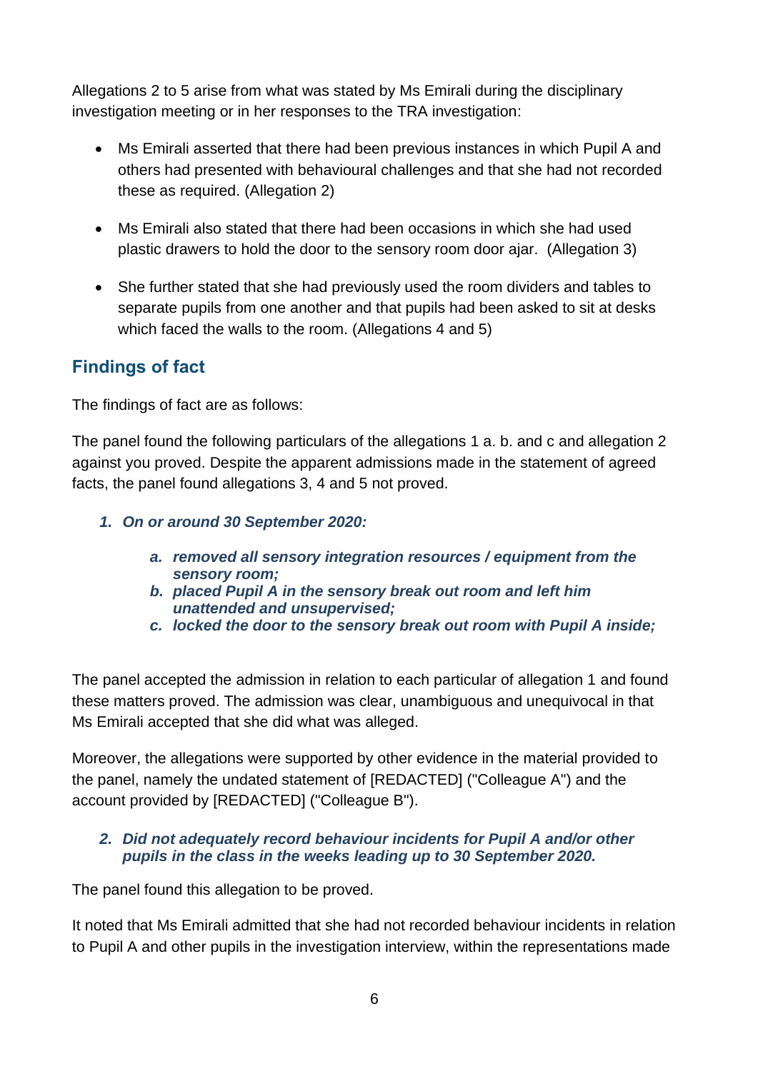Allegations 2 to 5 arise from what was stated by Ms Emirali during the disciplinary investigation meeting or in her responses to the TRA investigation:

- Ms Emirali asserted that there had been previous instances in which Pupil A and others had presented with behavioural challenges and that she had not recorded these as required. (Allegation 2)
- Ms Emirali also stated that there had been occasions in which she had used plastic drawers to hold the door to the sensory room door ajar. (Allegation 3)
- She further stated that she had previously used the room dividers and tables to separate pupils from one another and that pupils had been asked to sit at desks which faced the walls to the room. (Allegations 4 and 5)

## Findings of fact

The findings of fact are as follows:

The panel found the following particulars of the allegations 1 a. b. and c and allegation 2 against you proved. Despite the apparent admissions made in the statement of agreed facts, the panel found allegations 3, 4 and 5 not proved.

***1. On or around 30 September 2020:***

> ***a. removed all sensory integration resources / equipment from the sensory room;***
> ***b. placed Pupil A in the sensory break out room and left him unattended and unsupervised;***
> ***c. locked the door to the sensory break out room with Pupil A inside;***

The panel accepted the admission in relation to each particular of allegation 1 and found these matters proved. The admission was clear, unambiguous and unequivocal in that Ms Emirali accepted that she did what was alleged.

Moreover, the allegations were supported by other evidence in the material provided to the panel, namely the undated statement of [REDACTED] ("Colleague A") and the account provided by [REDACTED] ("Colleague B").

***2. Did not adequately record behaviour incidents for Pupil A and/or other pupils in the class in the weeks leading up to 30 September 2020.***

The panel found this allegation to be proved.

It noted that Ms Emirali admitted that she had not recorded behaviour incidents in relation to Pupil A and other pupils in the investigation interview, within the representations made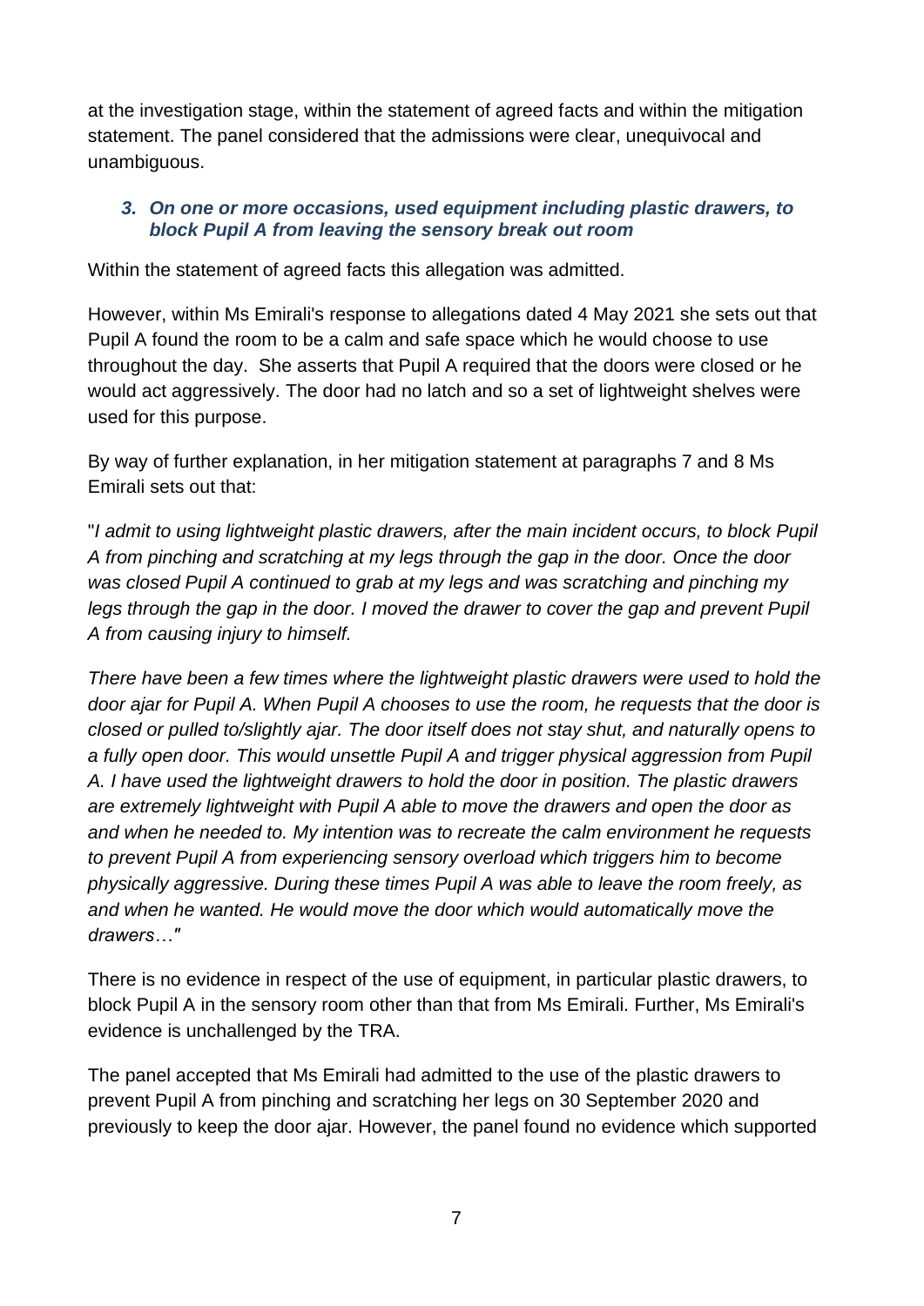at the investigation stage, within the statement of agreed facts and within the mitigation statement. The panel considered that the admissions were clear, unequivocal and unambiguous.

### *3. On one or more occasions, used equipment including plastic drawers, to block Pupil A from leaving the sensory break out room*

Within the statement of agreed facts this allegation was admitted.

However, within Ms Emirali's response to allegations dated 4 May 2021 she sets out that Pupil A found the room to be a calm and safe space which he would choose to use throughout the day. She asserts that Pupil A required that the doors were closed or he would act aggressively. The door had no latch and so a set of lightweight shelves were used for this purpose.

By way of further explanation, in her mitigation statement at paragraphs 7 and 8 Ms Emirali sets out that:

"*I admit to using lightweight plastic drawers, after the main incident occurs, to block Pupil A from pinching and scratching at my legs through the gap in the door. Once the door was closed Pupil A continued to grab at my legs and was scratching and pinching my legs through the gap in the door. I moved the drawer to cover the gap and prevent Pupil A from causing injury to himself.*

*There have been a few times where the lightweight plastic drawers were used to hold the door ajar for Pupil A. When Pupil A chooses to use the room, he requests that the door is closed or pulled to/slightly ajar. The door itself does not stay shut, and naturally opens to a fully open door. This would unsettle Pupil A and trigger physical aggression from Pupil A. I have used the lightweight drawers to hold the door in position. The plastic drawers are extremely lightweight with Pupil A able to move the drawers and open the door as and when he needed to. My intention was to recreate the calm environment he requests to prevent Pupil A from experiencing sensory overload which triggers him to become physically aggressive. During these times Pupil A was able to leave the room freely, as and when he wanted. He would move the door which would automatically move the drawers…*"

There is no evidence in respect of the use of equipment, in particular plastic drawers, to block Pupil A in the sensory room other than that from Ms Emirali. Further, Ms Emirali's evidence is unchallenged by the TRA.

The panel accepted that Ms Emirali had admitted to the use of the plastic drawers to prevent Pupil A from pinching and scratching her legs on 30 September 2020 and previously to keep the door ajar. However, the panel found no evidence which supported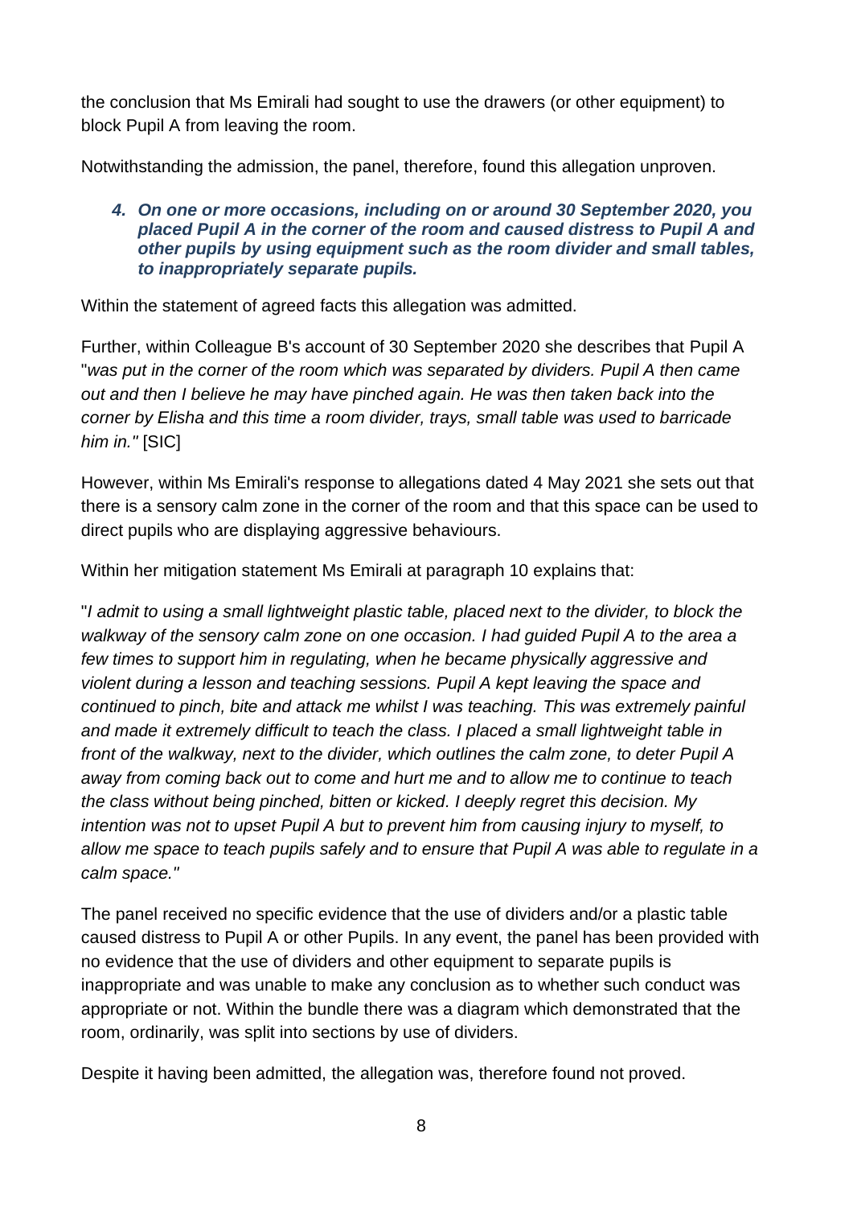the conclusion that Ms Emirali had sought to use the drawers (or other equipment) to block Pupil A from leaving the room.

Notwithstanding the admission, the panel, therefore, found this allegation unproven.

> ***4. On one or more occasions, including on or around 30 September 2020, you placed Pupil A in the corner of the room and caused distress to Pupil A and other pupils by using equipment such as the room divider and small tables, to inappropriately separate pupils.***

Within the statement of agreed facts this allegation was admitted.

Further, within Colleague B's account of 30 September 2020 she describes that Pupil A "*was put in the corner of the room which was separated by dividers. Pupil A then came out and then I believe he may have pinched again. He was then taken back into the corner by Elisha and this time a room divider, trays, small table was used to barricade him in.*" [SIC]

However, within Ms Emirali's response to allegations dated 4 May 2021 she sets out that there is a sensory calm zone in the corner of the room and that this space can be used to direct pupils who are displaying aggressive behaviours.

Within her mitigation statement Ms Emirali at paragraph 10 explains that:

"*I admit to using a small lightweight plastic table, placed next to the divider, to block the walkway of the sensory calm zone on one occasion. I had guided Pupil A to the area a few times to support him in regulating, when he became physically aggressive and violent during a lesson and teaching sessions. Pupil A kept leaving the space and continued to pinch, bite and attack me whilst I was teaching. This was extremely painful and made it extremely difficult to teach the class. I placed a small lightweight table in front of the walkway, next to the divider, which outlines the calm zone, to deter Pupil A away from coming back out to come and hurt me and to allow me to continue to teach the class without being pinched, bitten or kicked. I deeply regret this decision. My intention was not to upset Pupil A but to prevent him from causing injury to myself, to allow me space to teach pupils safely and to ensure that Pupil A was able to regulate in a calm space.*"

The panel received no specific evidence that the use of dividers and/or a plastic table caused distress to Pupil A or other Pupils. In any event, the panel has been provided with no evidence that the use of dividers and other equipment to separate pupils is inappropriate and was unable to make any conclusion as to whether such conduct was appropriate or not. Within the bundle there was a diagram which demonstrated that the room, ordinarily, was split into sections by use of dividers.

Despite it having been admitted, the allegation was, therefore found not proved.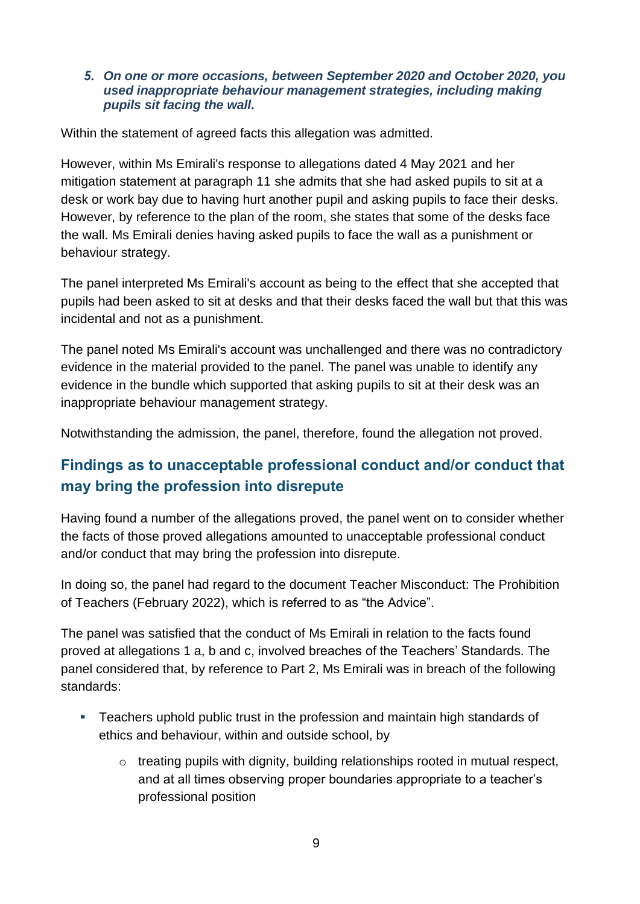5. ***On one or more occasions, between September 2020 and October 2020, you used inappropriate behaviour management strategies, including making pupils sit facing the wall.***

Within the statement of agreed facts this allegation was admitted.

However, within Ms Emirali's response to allegations dated 4 May 2021 and her mitigation statement at paragraph 11 she admits that she had asked pupils to sit at a desk or work bay due to having hurt another pupil and asking pupils to face their desks. However, by reference to the plan of the room, she states that some of the desks face the wall. Ms Emirali denies having asked pupils to face the wall as a punishment or behaviour strategy.

The panel interpreted Ms Emirali's account as being to the effect that she accepted that pupils had been asked to sit at desks and that their desks faced the wall but that this was incidental and not as a punishment.

The panel noted Ms Emirali's account was unchallenged and there was no contradictory evidence in the material provided to the panel. The panel was unable to identify any evidence in the bundle which supported that asking pupils to sit at their desk was an inappropriate behaviour management strategy.

Notwithstanding the admission, the panel, therefore, found the allegation not proved.

## Findings as to unacceptable professional conduct and/or conduct that may bring the profession into disrepute

Having found a number of the allegations proved, the panel went on to consider whether the facts of those proved allegations amounted to unacceptable professional conduct and/or conduct that may bring the profession into disrepute.

In doing so, the panel had regard to the document Teacher Misconduct: The Prohibition of Teachers (February 2022), which is referred to as “the Advice”.

The panel was satisfied that the conduct of Ms Emirali in relation to the facts found proved at allegations 1 a, b and c, involved breaches of the Teachers’ Standards. The panel considered that, by reference to Part 2, Ms Emirali was in breach of the following standards:

- Teachers uphold public trust in the profession and maintain high standards of ethics and behaviour, within and outside school, by
  - treating pupils with dignity, building relationships rooted in mutual respect, and at all times observing proper boundaries appropriate to a teacher’s professional position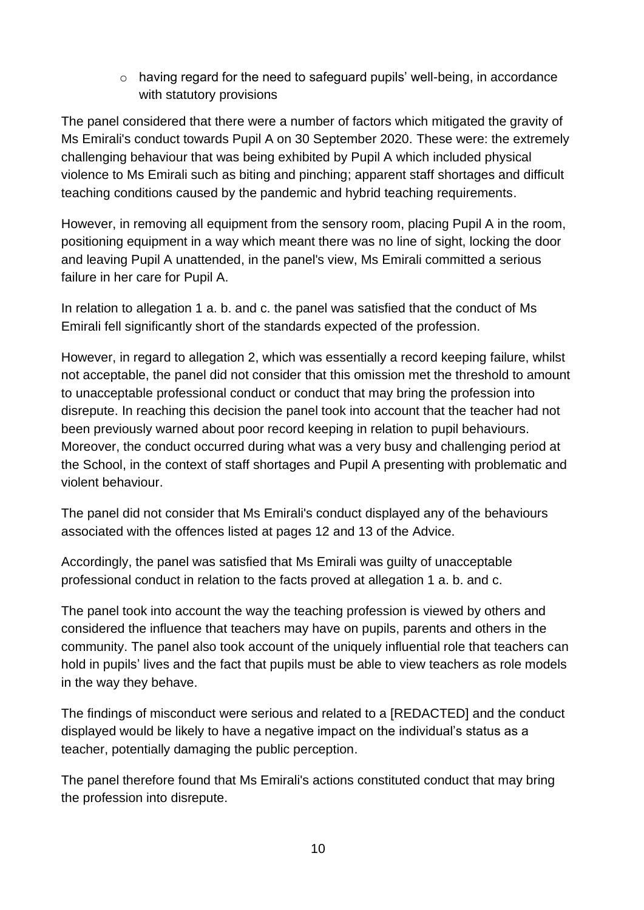- having regard for the need to safeguard pupils' well-being, in accordance with statutory provisions

The panel considered that there were a number of factors which mitigated the gravity of Ms Emirali's conduct towards Pupil A on 30 September 2020. These were: the extremely challenging behaviour that was being exhibited by Pupil A which included physical violence to Ms Emirali such as biting and pinching; apparent staff shortages and difficult teaching conditions caused by the pandemic and hybrid teaching requirements.

However, in removing all equipment from the sensory room, placing Pupil A in the room, positioning equipment in a way which meant there was no line of sight, locking the door and leaving Pupil A unattended, in the panel's view, Ms Emirali committed a serious failure in her care for Pupil A.

In relation to allegation 1 a. b. and c. the panel was satisfied that the conduct of Ms Emirali fell significantly short of the standards expected of the profession.

However, in regard to allegation 2, which was essentially a record keeping failure, whilst not acceptable, the panel did not consider that this omission met the threshold to amount to unacceptable professional conduct or conduct that may bring the profession into disrepute. In reaching this decision the panel took into account that the teacher had not been previously warned about poor record keeping in relation to pupil behaviours. Moreover, the conduct occurred during what was a very busy and challenging period at the School, in the context of staff shortages and Pupil A presenting with problematic and violent behaviour.

The panel did not consider that Ms Emirali's conduct displayed any of the behaviours associated with the offences listed at pages 12 and 13 of the Advice.

Accordingly, the panel was satisfied that Ms Emirali was guilty of unacceptable professional conduct in relation to the facts proved at allegation 1 a. b. and c.

The panel took into account the way the teaching profession is viewed by others and considered the influence that teachers may have on pupils, parents and others in the community. The panel also took account of the uniquely influential role that teachers can hold in pupils' lives and the fact that pupils must be able to view teachers as role models in the way they behave.

The findings of misconduct were serious and related to a [REDACTED] and the conduct displayed would be likely to have a negative impact on the individual's status as a teacher, potentially damaging the public perception.

The panel therefore found that Ms Emirali's actions constituted conduct that may bring the profession into disrepute.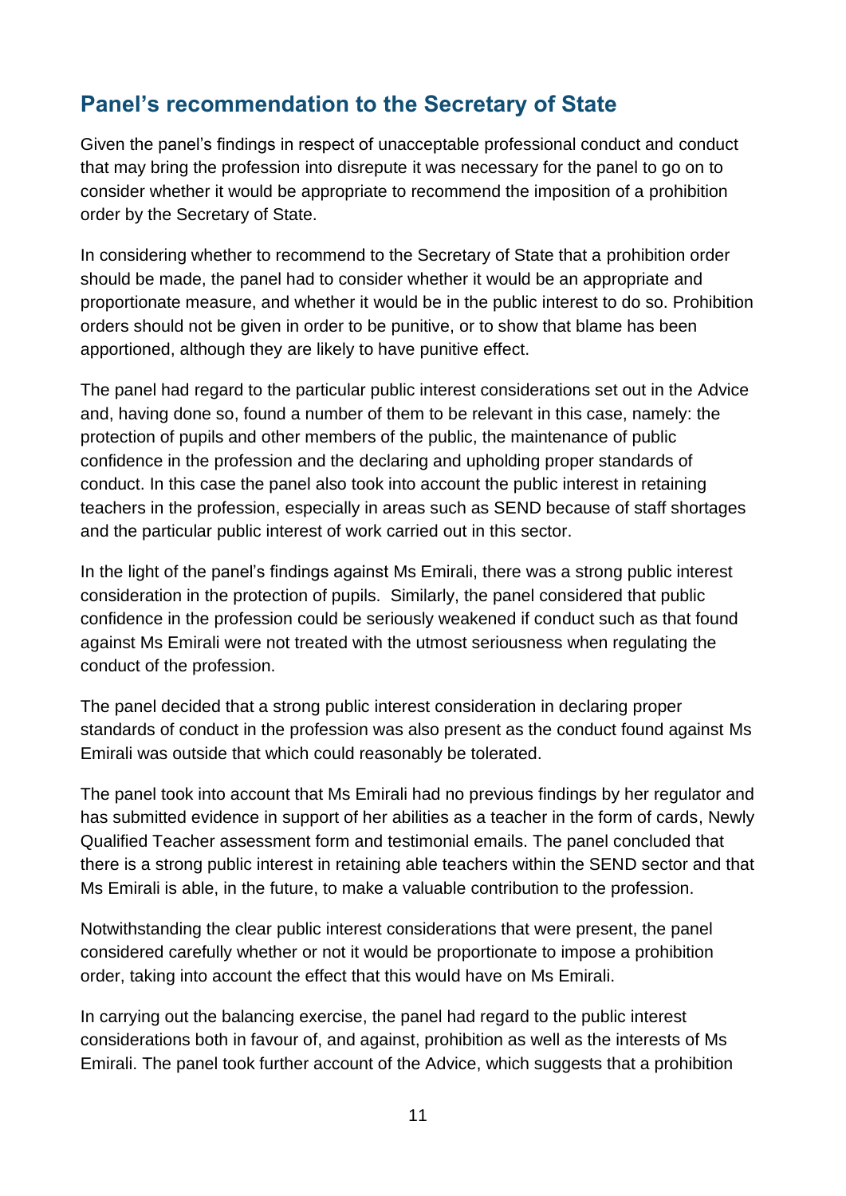## Panel's recommendation to the Secretary of State

Given the panel's findings in respect of unacceptable professional conduct and conduct that may bring the profession into disrepute it was necessary for the panel to go on to consider whether it would be appropriate to recommend the imposition of a prohibition order by the Secretary of State.

In considering whether to recommend to the Secretary of State that a prohibition order should be made, the panel had to consider whether it would be an appropriate and proportionate measure, and whether it would be in the public interest to do so. Prohibition orders should not be given in order to be punitive, or to show that blame has been apportioned, although they are likely to have punitive effect.

The panel had regard to the particular public interest considerations set out in the Advice and, having done so, found a number of them to be relevant in this case, namely: the protection of pupils and other members of the public, the maintenance of public confidence in the profession and the declaring and upholding proper standards of conduct. In this case the panel also took into account the public interest in retaining teachers in the profession, especially in areas such as SEND because of staff shortages and the particular public interest of work carried out in this sector.

In the light of the panel's findings against Ms Emirali, there was a strong public interest consideration in the protection of pupils. Similarly, the panel considered that public confidence in the profession could be seriously weakened if conduct such as that found against Ms Emirali were not treated with the utmost seriousness when regulating the conduct of the profession.

The panel decided that a strong public interest consideration in declaring proper standards of conduct in the profession was also present as the conduct found against Ms Emirali was outside that which could reasonably be tolerated.

The panel took into account that Ms Emirali had no previous findings by her regulator and has submitted evidence in support of her abilities as a teacher in the form of cards, Newly Qualified Teacher assessment form and testimonial emails. The panel concluded that there is a strong public interest in retaining able teachers within the SEND sector and that Ms Emirali is able, in the future, to make a valuable contribution to the profession.

Notwithstanding the clear public interest considerations that were present, the panel considered carefully whether or not it would be proportionate to impose a prohibition order, taking into account the effect that this would have on Ms Emirali.

In carrying out the balancing exercise, the panel had regard to the public interest considerations both in favour of, and against, prohibition as well as the interests of Ms Emirali. The panel took further account of the Advice, which suggests that a prohibition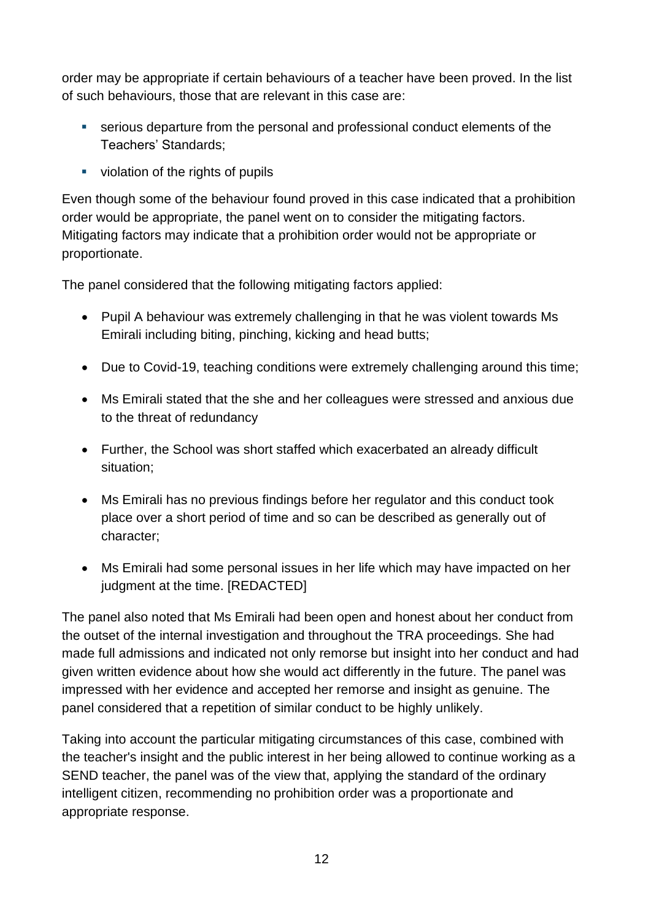order may be appropriate if certain behaviours of a teacher have been proved. In the list of such behaviours, those that are relevant in this case are:

- serious departure from the personal and professional conduct elements of the Teachers' Standards;
- violation of the rights of pupils

Even though some of the behaviour found proved in this case indicated that a prohibition order would be appropriate, the panel went on to consider the mitigating factors. Mitigating factors may indicate that a prohibition order would not be appropriate or proportionate.

The panel considered that the following mitigating factors applied:

- Pupil A behaviour was extremely challenging in that he was violent towards Ms Emirali including biting, pinching, kicking and head butts;
- Due to Covid-19, teaching conditions were extremely challenging around this time;
- Ms Emirali stated that the she and her colleagues were stressed and anxious due to the threat of redundancy
- Further, the School was short staffed which exacerbated an already difficult situation;
- Ms Emirali has no previous findings before her regulator and this conduct took place over a short period of time and so can be described as generally out of character;
- Ms Emirali had some personal issues in her life which may have impacted on her judgment at the time. [REDACTED]

The panel also noted that Ms Emirali had been open and honest about her conduct from the outset of the internal investigation and throughout the TRA proceedings. She had made full admissions and indicated not only remorse but insight into her conduct and had given written evidence about how she would act differently in the future. The panel was impressed with her evidence and accepted her remorse and insight as genuine. The panel considered that a repetition of similar conduct to be highly unlikely.

Taking into account the particular mitigating circumstances of this case, combined with the teacher's insight and the public interest in her being allowed to continue working as a SEND teacher, the panel was of the view that, applying the standard of the ordinary intelligent citizen, recommending no prohibition order was a proportionate and appropriate response.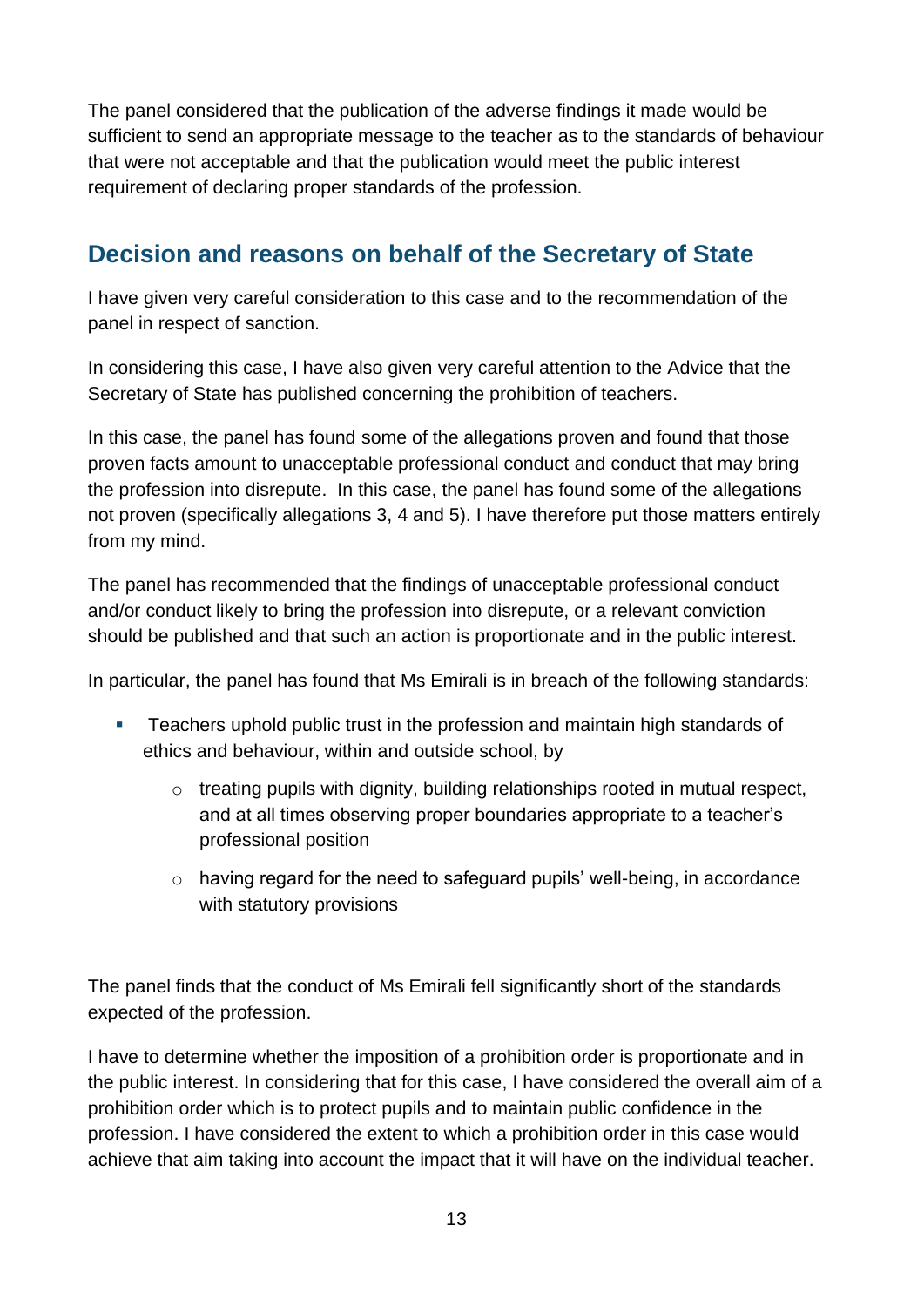The panel considered that the publication of the adverse findings it made would be sufficient to send an appropriate message to the teacher as to the standards of behaviour that were not acceptable and that the publication would meet the public interest requirement of declaring proper standards of the profession.

## Decision and reasons on behalf of the Secretary of State

I have given very careful consideration to this case and to the recommendation of the panel in respect of sanction.

In considering this case, I have also given very careful attention to the Advice that the Secretary of State has published concerning the prohibition of teachers.

In this case, the panel has found some of the allegations proven and found that those proven facts amount to unacceptable professional conduct and conduct that may bring the profession into disrepute. In this case, the panel has found some of the allegations not proven (specifically allegations 3, 4 and 5). I have therefore put those matters entirely from my mind.

The panel has recommended that the findings of unacceptable professional conduct and/or conduct likely to bring the profession into disrepute, or a relevant conviction should be published and that such an action is proportionate and in the public interest.

In particular, the panel has found that Ms Emirali is in breach of the following standards:

- Teachers uphold public trust in the profession and maintain high standards of ethics and behaviour, within and outside school, by
  - treating pupils with dignity, building relationships rooted in mutual respect, and at all times observing proper boundaries appropriate to a teacher's professional position
  - having regard for the need to safeguard pupils' well-being, in accordance with statutory provisions

The panel finds that the conduct of Ms Emirali fell significantly short of the standards expected of the profession.

I have to determine whether the imposition of a prohibition order is proportionate and in the public interest. In considering that for this case, I have considered the overall aim of a prohibition order which is to protect pupils and to maintain public confidence in the profession. I have considered the extent to which a prohibition order in this case would achieve that aim taking into account the impact that it will have on the individual teacher.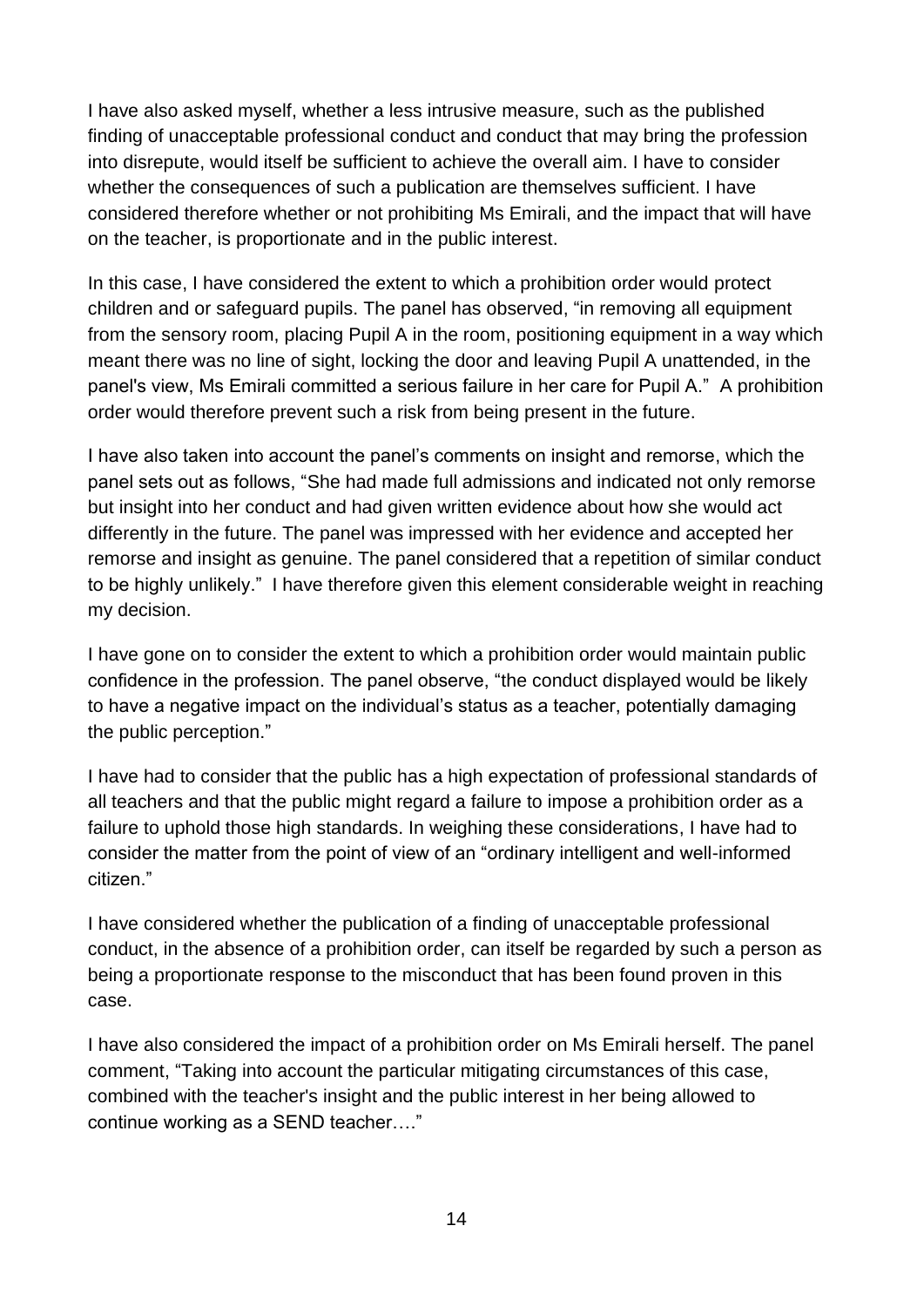I have also asked myself, whether a less intrusive measure, such as the published finding of unacceptable professional conduct and conduct that may bring the profession into disrepute, would itself be sufficient to achieve the overall aim. I have to consider whether the consequences of such a publication are themselves sufficient. I have considered therefore whether or not prohibiting Ms Emirali, and the impact that will have on the teacher, is proportionate and in the public interest.

In this case, I have considered the extent to which a prohibition order would protect children and or safeguard pupils. The panel has observed, "in removing all equipment from the sensory room, placing Pupil A in the room, positioning equipment in a way which meant there was no line of sight, locking the door and leaving Pupil A unattended, in the panel's view, Ms Emirali committed a serious failure in her care for Pupil A." A prohibition order would therefore prevent such a risk from being present in the future.

I have also taken into account the panel's comments on insight and remorse, which the panel sets out as follows, "She had made full admissions and indicated not only remorse but insight into her conduct and had given written evidence about how she would act differently in the future. The panel was impressed with her evidence and accepted her remorse and insight as genuine. The panel considered that a repetition of similar conduct to be highly unlikely." I have therefore given this element considerable weight in reaching my decision.

I have gone on to consider the extent to which a prohibition order would maintain public confidence in the profession. The panel observe, "the conduct displayed would be likely to have a negative impact on the individual's status as a teacher, potentially damaging the public perception."

I have had to consider that the public has a high expectation of professional standards of all teachers and that the public might regard a failure to impose a prohibition order as a failure to uphold those high standards. In weighing these considerations, I have had to consider the matter from the point of view of an "ordinary intelligent and well-informed citizen."

I have considered whether the publication of a finding of unacceptable professional conduct, in the absence of a prohibition order, can itself be regarded by such a person as being a proportionate response to the misconduct that has been found proven in this case.

I have also considered the impact of a prohibition order on Ms Emirali herself. The panel comment, "Taking into account the particular mitigating circumstances of this case, combined with the teacher's insight and the public interest in her being allowed to continue working as a SEND teacher…."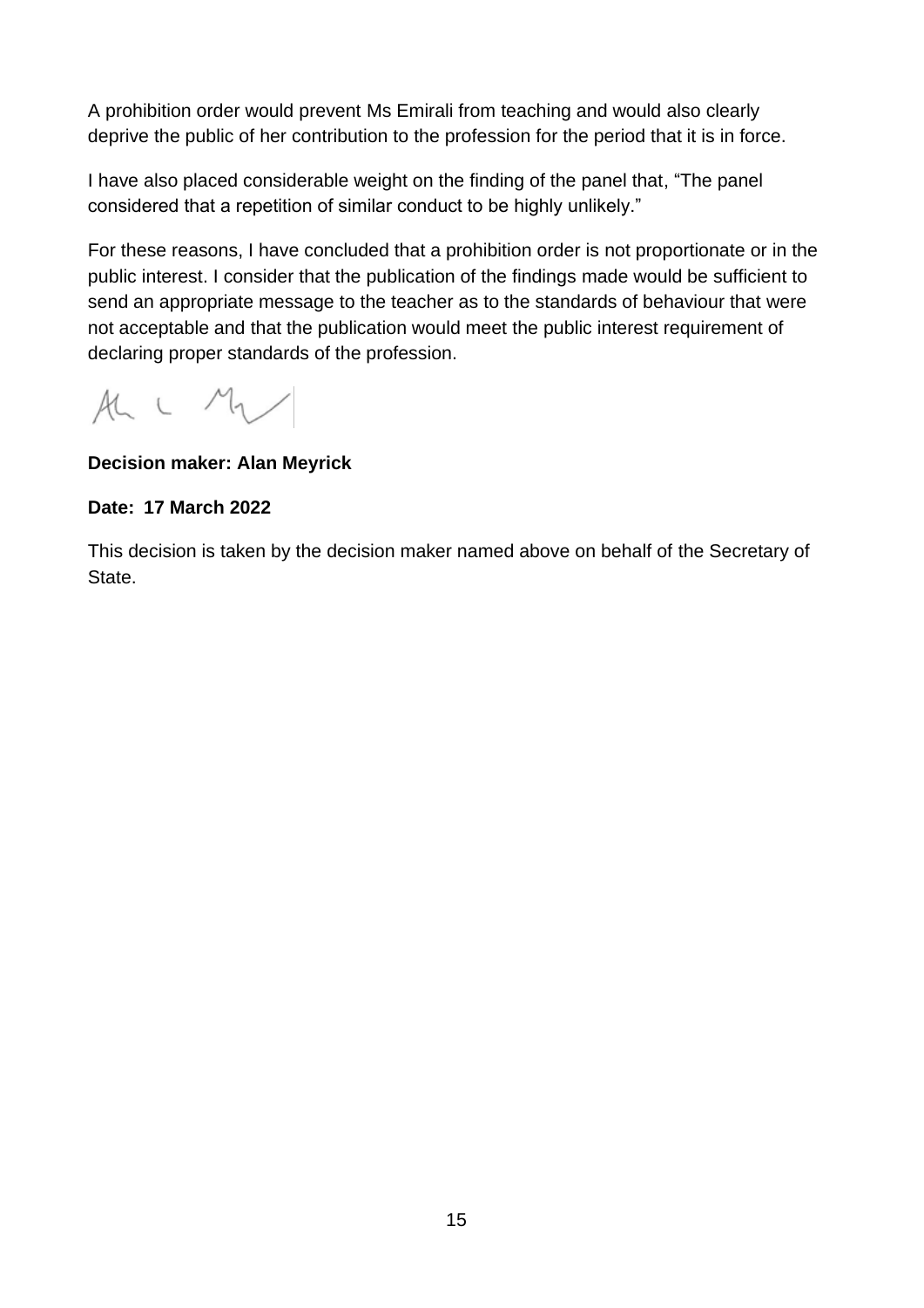A prohibition order would prevent Ms Emirali from teaching and would also clearly deprive the public of her contribution to the profession for the period that it is in force.

I have also placed considerable weight on the finding of the panel that, “The panel considered that a repetition of similar conduct to be highly unlikely.”

For these reasons, I have concluded that a prohibition order is not proportionate or in the public interest. I consider that the publication of the findings made would be sufficient to send an appropriate message to the teacher as to the standards of behaviour that were not acceptable and that the publication would meet the public interest requirement of declaring proper standards of the profession.

**Decision maker: Alan Meyrick**

**Date: 17 March 2022**

This decision is taken by the decision maker named above on behalf of the Secretary of State.